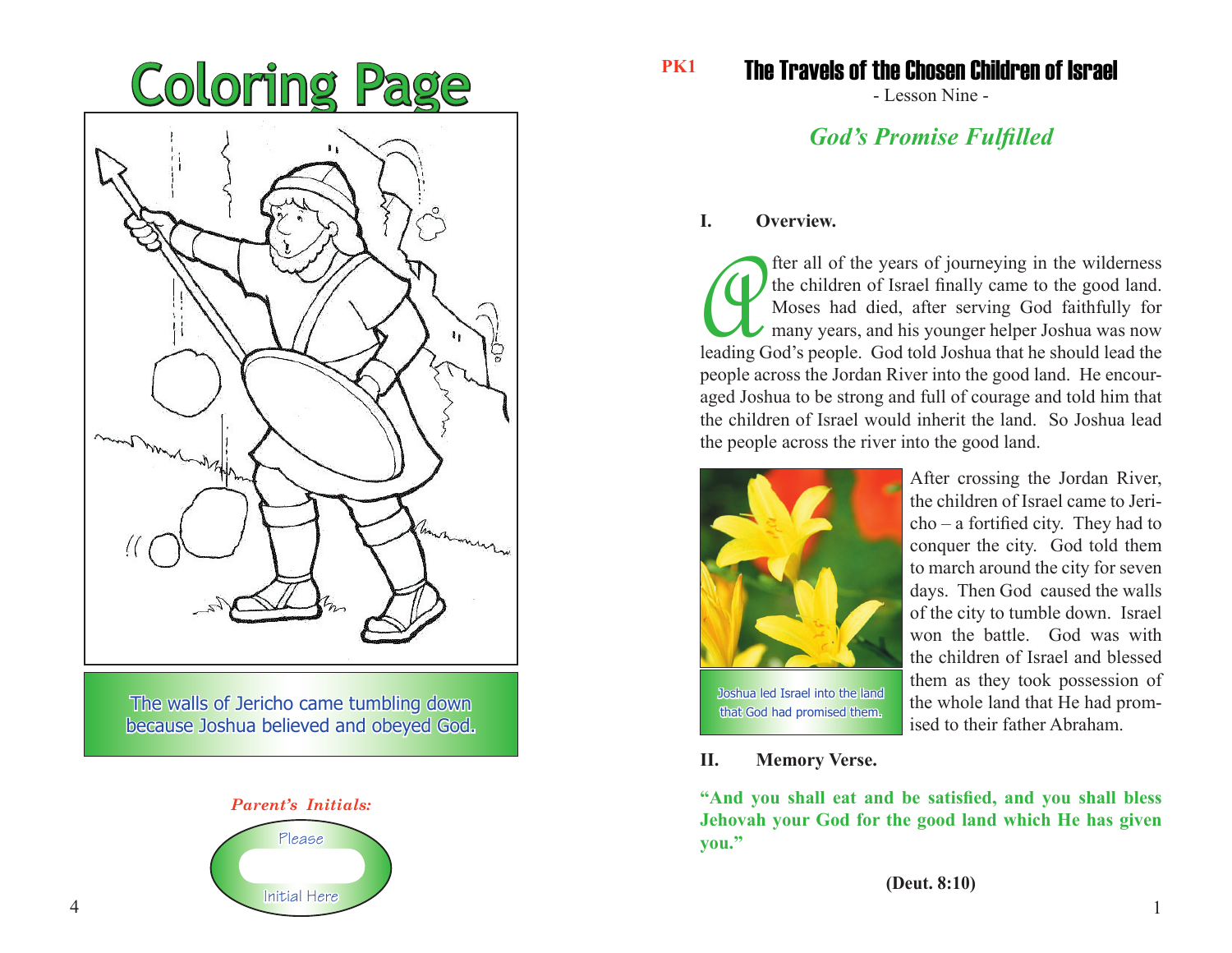# Coloring Page

The walls of Jericho came tumbling down because Joshua believed and obeyed God.

*Parent's Initials:*

Please

Initial Here

PK1

# The Travels of the Chosen Children of Israel

- Lesson Nine -

## *God's Promise Fulfilled*

**I. Overview.**

After all of the years of journeying in the wilderness the children of Israel finally came to the good land. Moses had died, after serving God faithfully for many years, and his younger helper Joshua was now leading God's people. God told Joshua that he should lead the people across the Jordan River into the good land. He encouraged Joshua to be strong and full of courage and told him that the children of Israel would inherit the land. So Joshua lead the people across the river into the good land.

After crossing the Jordan River, the children of Israel came to Jericho – a fortified city. They had to conquer the city. God told them to march around the city for seven days. Then God caused the walls of the city to tumble down. Israel won the battle. God was with the children of Israel and blessed them as they took possession of the whole land that He had promised to their father Abraham.

Joshua led Israel into the land that God had promised them.

**II. Memory Verse.**

**"And you shall eat and be satisfied, and you shall bless Jehovah your God for the good land which He has given you."**

**(Deut. 8:10)**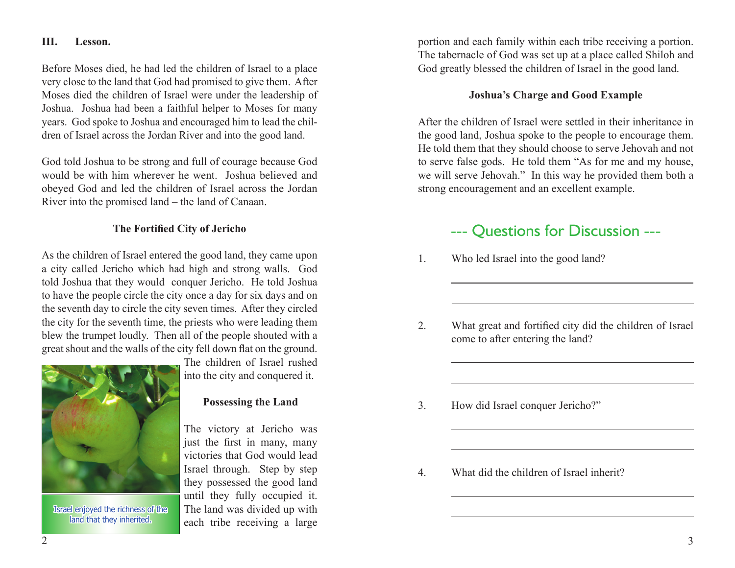## III. Lesson.

Before Moses died, he had led the children of Israel to a place very close to the land that God had promised to give them. After Moses died the children of Israel were under the leadership of Joshua. Joshua had been a faithful helper to Moses for many years. God spoke to Joshua and encouraged him to lead the children of Israel across the Jordan River and into the good land.

God told Joshua to be strong and full of courage because God would be with him wherever he went. Joshua believed and obeyed God and led the children of Israel across the Jordan River into the promised land – the land of Canaan.

### The Fortified City of Jericho

As the children of Israel entered the good land, they came upon a city called Jericho which had high and strong walls. God told Joshua that they would conquer Jericho. He told Joshua to have the people circle the city once a day for six days and on the seventh day to circle the city seven times. After they circled the city for the seventh time, the priests who were leading them blew the trumpet loudly. Then all of the people shouted with a great shout and the walls of the city fell down flat on the ground. The children of Israel rushed into the city and conquered it.

Israel enjoyed the richness of the land that they inherited.

### Possessing the Land

The victory at Jericho was just the first in many, many victories that God would lead Israel through. Step by step they possessed the good land until they fully occupied it. The land was divided up with each tribe receiving a large portion and each family within each tribe receiving a portion. The tabernacle of God was set up at a place called Shiloh and God greatly blessed the children of Israel in the good land.

### Joshua's Charge and Good Example

After the children of Israel were settled in their inheritance in the good land, Joshua spoke to the people to encourage them. He told them that they should choose to serve Jehovah and not to serve false gods. He told them "As for me and my house, we will serve Jehovah." In this way he provided them both a strong encouragement and an excellent example.

## --- Questions for Discussion ---

1. Who led Israel into the good land?

_______________________________________________

_______________________________________________

2. What great and fortified city did the children of Israel come to after entering the land?

_______________________________________________

_______________________________________________

3. How did Israel conquer Jericho?"

_______________________________________________

_______________________________________________

4. What did the children of Israel inherit?

_______________________________________________

_______________________________________________